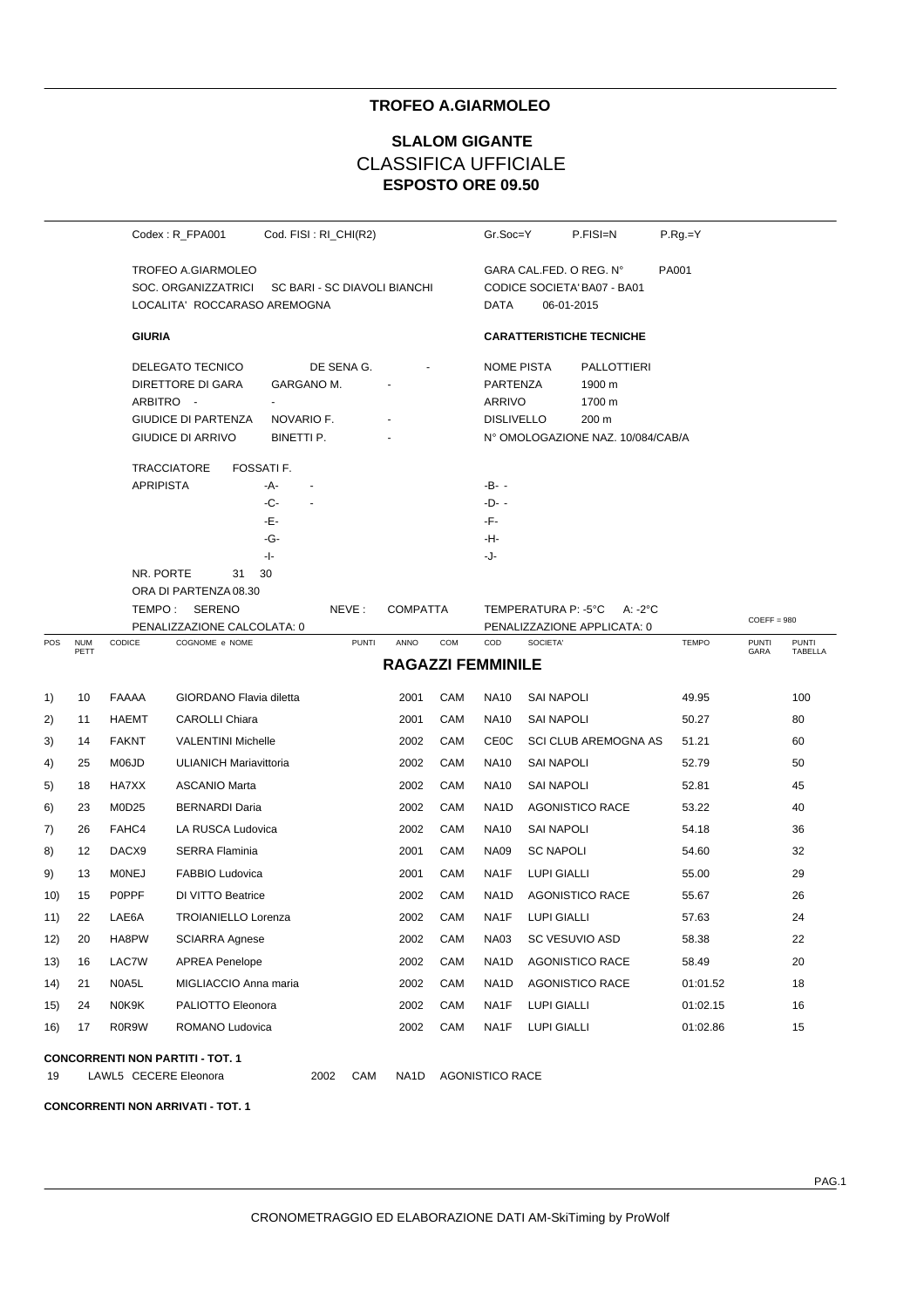# TROFEO A.GIARMOLEO

## SLALOM GIGANTE

CLASSIFICA UFFICIALE

**ESPOSTO ORE 09.50**

Codex : R_FPA001 Cod. FISI : RI_CHI(R2) Gr.Soc=Y P.FISI=N P.Rg.=Y

TROFEO A.GIARMOLEO
SOC. ORGANIZZATRICI SC BARI - SC DIAVOLI BIANCHI
LOCALITA' ROCCARASO AREMOGNA

GARA CAL.FED. O REG. N° PA001
CODICE SOCIETA' BA07 - BA01
DATA 06-01-2015

**GIURIA**

DELEGATO TECNICO DE SENA G. -
DIRETTORE DI GARA GARGANO M. -
ARBITRO - -
GIUDICE DI PARTENZA NOVARIO F. -
GIUDICE DI ARRIVO BINETTI P. -

**CARATTERISTICHE TECNICHE**

NOME PISTA PALLOTTIERI
PARTENZA 1900 m
ARRIVO 1700 m
DISLIVELLO 200 m
N° OMOLOGAZIONE NAZ. 10/084/CAB/A

TRACCIATORE FOSSATI F.
APRIPISTA -A- - -B- -
-C- - -D- -
-E- -F-
-G- -H-
-I- -J-

NR. PORTE 31 30
ORA DI PARTENZA 08.30
TEMPO : SERENO NEVE : COMPATTA TEMPERATURA P: -5°C A: -2°C
PENALIZZAZIONE CALCOLATA: 0 PENALIZZAZIONE APPLICATA: 0 COEFF = 980

| POS | NUM PETT | CODICE | COGNOME e NOME | PUNTI | ANNO | COM | COD | SOCIETA' | TEMPO | PUNTI GARA | PUNTI TABELLA |
|---|---|---|---|---|---|---|---|---|---|---|---|
| **RAGAZZI FEMMINILE** | | | | | | | | | | | |
| 1) | 10 | FAAAA | GIORDANO Flavia diletta | | 2001 | CAM | NA10 | SAI NAPOLI | 49.95 | | 100 |
| 2) | 11 | HAEMT | CAROLLI Chiara | | 2001 | CAM | NA10 | SAI NAPOLI | 50.27 | | 80 |
| 3) | 14 | FAKNT | VALENTINI Michelle | | 2002 | CAM | CE0C | SCI CLUB AREMOGNA AS | 51.21 | | 60 |
| 4) | 25 | M06JD | ULIANICH Mariavittoria | | 2002 | CAM | NA10 | SAI NAPOLI | 52.79 | | 50 |
| 5) | 18 | HA7XX | ASCANIO Marta | | 2002 | CAM | NA10 | SAI NAPOLI | 52.81 | | 45 |
| 6) | 23 | M0D25 | BERNARDI Daria | | 2002 | CAM | NA1D | AGONISTICO RACE | 53.22 | | 40 |
| 7) | 26 | FAHC4 | LA RUSCA Ludovica | | 2002 | CAM | NA10 | SAI NAPOLI | 54.18 | | 36 |
| 8) | 12 | DACX9 | SERRA Flaminia | | 2001 | CAM | NA09 | SC NAPOLI | 54.60 | | 32 |
| 9) | 13 | M0NEJ | FABBIO Ludovica | | 2001 | CAM | NA1F | LUPI GIALLI | 55.00 | | 29 |
| 10) | 15 | P0PPF | DI VITTO Beatrice | | 2002 | CAM | NA1D | AGONISTICO RACE | 55.67 | | 26 |
| 11) | 22 | LAE6A | TROIANIELLO Lorenza | | 2002 | CAM | NA1F | LUPI GIALLI | 57.63 | | 24 |
| 12) | 20 | HA8PW | SCIARRA Agnese | | 2002 | CAM | NA03 | SC VESUVIO ASD | 58.38 | | 22 |
| 13) | 16 | LAC7W | APREA Penelope | | 2002 | CAM | NA1D | AGONISTICO RACE | 58.49 | | 20 |
| 14) | 21 | N0A5L | MIGLIACCIO Anna maria | | 2002 | CAM | NA1D | AGONISTICO RACE | 01:01.52 | | 18 |
| 15) | 24 | N0K9K | PALIOTTO Eleonora | | 2002 | CAM | NA1F | LUPI GIALLI | 01:02.15 | | 16 |
| 16) | 17 | R0R9W | ROMANO Ludovica | | 2002 | CAM | NA1F | LUPI GIALLI | 01:02.86 | | 15 |

**CONCORRENTI NON PARTITI - TOT. 1**

19 LAWL5 CECERE Eleonora 2002 CAM NA1D AGONISTICO RACE

**CONCORRENTI NON ARRIVATI - TOT. 1**

CRONOMETRAGGIO ED ELABORAZIONE DATI AM-SkiTiming by ProWolf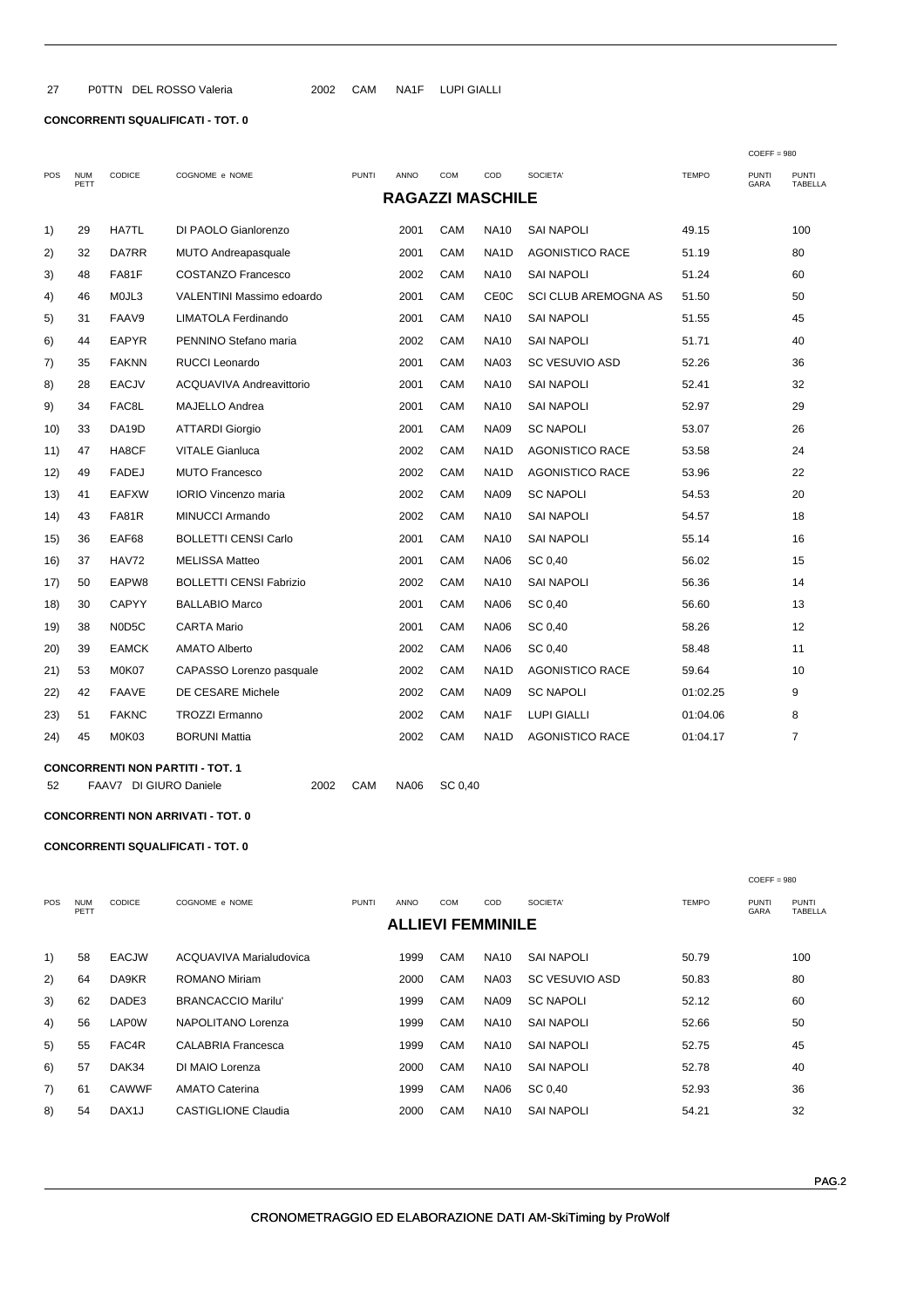| 27 | P0TTN | DEL ROSSO Valeria | 2002 | CAM | NA1F | LUPI GIALLI |
|---|---|---|---|---|---|---|

**CONCORRENTI SQUALIFICATI - TOT. 0**

COEFF = 980

## RAGAZZI MASCHILE

| POS | NUM PETT | CODICE | COGNOME e NOME | PUNTI | ANNO | COM | COD | SOCIETA' | TEMPO | PUNTI GARA | PUNTI TABELLA |
|---|---|---|---|---|---|---|---|---|---|---|---|
| 1) | 29 | HA7TL | DI PAOLO Gianlorenzo | | 2001 | CAM | NA10 | SAI NAPOLI | 49.15 | | 100 |
| 2) | 32 | DA7RR | MUTO Andreapasquale | | 2001 | CAM | NA1D | AGONISTICO RACE | 51.19 | | 80 |
| 3) | 48 | FA81F | COSTANZO Francesco | | 2002 | CAM | NA10 | SAI NAPOLI | 51.24 | | 60 |
| 4) | 46 | M0JL3 | VALENTINI Massimo edoardo | | 2001 | CAM | CE0C | SCI CLUB AREMOGNA AS | 51.50 | | 50 |
| 5) | 31 | FAAV9 | LIMATOLA Ferdinando | | 2001 | CAM | NA10 | SAI NAPOLI | 51.55 | | 45 |
| 6) | 44 | EAPYR | PENNINO Stefano maria | | 2002 | CAM | NA10 | SAI NAPOLI | 51.71 | | 40 |
| 7) | 35 | FAKNN | RUCCI Leonardo | | 2001 | CAM | NA03 | SC VESUVIO ASD | 52.26 | | 36 |
| 8) | 28 | EACJV | ACQUAVIVA Andreavittorio | | 2001 | CAM | NA10 | SAI NAPOLI | 52.41 | | 32 |
| 9) | 34 | FAC8L | MAJELLO Andrea | | 2001 | CAM | NA10 | SAI NAPOLI | 52.97 | | 29 |
| 10) | 33 | DA19D | ATTARDI Giorgio | | 2001 | CAM | NA09 | SC NAPOLI | 53.07 | | 26 |
| 11) | 47 | HA8CF | VITALE Gianluca | | 2002 | CAM | NA1D | AGONISTICO RACE | 53.58 | | 24 |
| 12) | 49 | FADEJ | MUTO Francesco | | 2002 | CAM | NA1D | AGONISTICO RACE | 53.96 | | 22 |
| 13) | 41 | EAFXW | IORIO Vincenzo maria | | 2002 | CAM | NA09 | SC NAPOLI | 54.53 | | 20 |
| 14) | 43 | FA81R | MINUCCI Armando | | 2002 | CAM | NA10 | SAI NAPOLI | 54.57 | | 18 |
| 15) | 36 | EAF68 | BOLLETTI CENSI Carlo | | 2001 | CAM | NA10 | SAI NAPOLI | 55.14 | | 16 |
| 16) | 37 | HAV72 | MELISSA Matteo | | 2001 | CAM | NA06 | SC 0,40 | 56.02 | | 15 |
| 17) | 50 | EAPW8 | BOLLETTI CENSI Fabrizio | | 2002 | CAM | NA10 | SAI NAPOLI | 56.36 | | 14 |
| 18) | 30 | CAPYY | BALLABIO Marco | | 2001 | CAM | NA06 | SC 0,40 | 56.60 | | 13 |
| 19) | 38 | N0D5C | CARTA Mario | | 2001 | CAM | NA06 | SC 0,40 | 58.26 | | 12 |
| 20) | 39 | EAMCK | AMATO Alberto | | 2002 | CAM | NA06 | SC 0,40 | 58.48 | | 11 |
| 21) | 53 | M0K07 | CAPASSO Lorenzo pasquale | | 2002 | CAM | NA1D | AGONISTICO RACE | 59.64 | | 10 |
| 22) | 42 | FAAVE | DE CESARE Michele | | 2002 | CAM | NA09 | SC NAPOLI | 01:02.25 | | 9 |
| 23) | 51 | FAKNC | TROZZI Ermanno | | 2002 | CAM | NA1F | LUPI GIALLI | 01:04.06 | | 8 |
| 24) | 45 | M0K03 | BORUNI Mattia | | 2002 | CAM | NA1D | AGONISTICO RACE | 01:04.17 | | 7 |

**CONCORRENTI NON PARTITI - TOT. 1**

| 52 | FAAV7 | DI GIURO Daniele | 2002 | CAM | NA06 | SC 0,40 |
|---|---|---|---|---|---|---|

**CONCORRENTI NON ARRIVATI - TOT. 0**

**CONCORRENTI SQUALIFICATI - TOT. 0**

COEFF = 980

## ALLIEVI FEMMINILE

| POS | NUM PETT | CODICE | COGNOME e NOME | PUNTI | ANNO | COM | COD | SOCIETA' | TEMPO | PUNTI GARA | PUNTI TABELLA |
|---|---|---|---|---|---|---|---|---|---|---|---|
| 1) | 58 | EACJW | ACQUAVIVA Marialudovica | | 1999 | CAM | NA10 | SAI NAPOLI | 50.79 | | 100 |
| 2) | 64 | DA9KR | ROMANO Miriam | | 2000 | CAM | NA03 | SC VESUVIO ASD | 50.83 | | 80 |
| 3) | 62 | DADE3 | BRANCACCIO Marilu' | | 1999 | CAM | NA09 | SC NAPOLI | 52.12 | | 60 |
| 4) | 56 | LAP0W | NAPOLITANO Lorenza | | 1999 | CAM | NA10 | SAI NAPOLI | 52.66 | | 50 |
| 5) | 55 | FAC4R | CALABRIA Francesca | | 1999 | CAM | NA10 | SAI NAPOLI | 52.75 | | 45 |
| 6) | 57 | DAK34 | DI MAIO Lorenza | | 2000 | CAM | NA10 | SAI NAPOLI | 52.78 | | 40 |
| 7) | 61 | CAWWF | AMATO Caterina | | 1999 | CAM | NA06 | SC 0,40 | 52.93 | | 36 |
| 8) | 54 | DAX1J | CASTIGLIONE Claudia | | 2000 | CAM | NA10 | SAI NAPOLI | 54.21 | | 32 |

CRONOMETRAGGIO ED ELABORAZIONE DATI AM-SkiTiming by ProWolf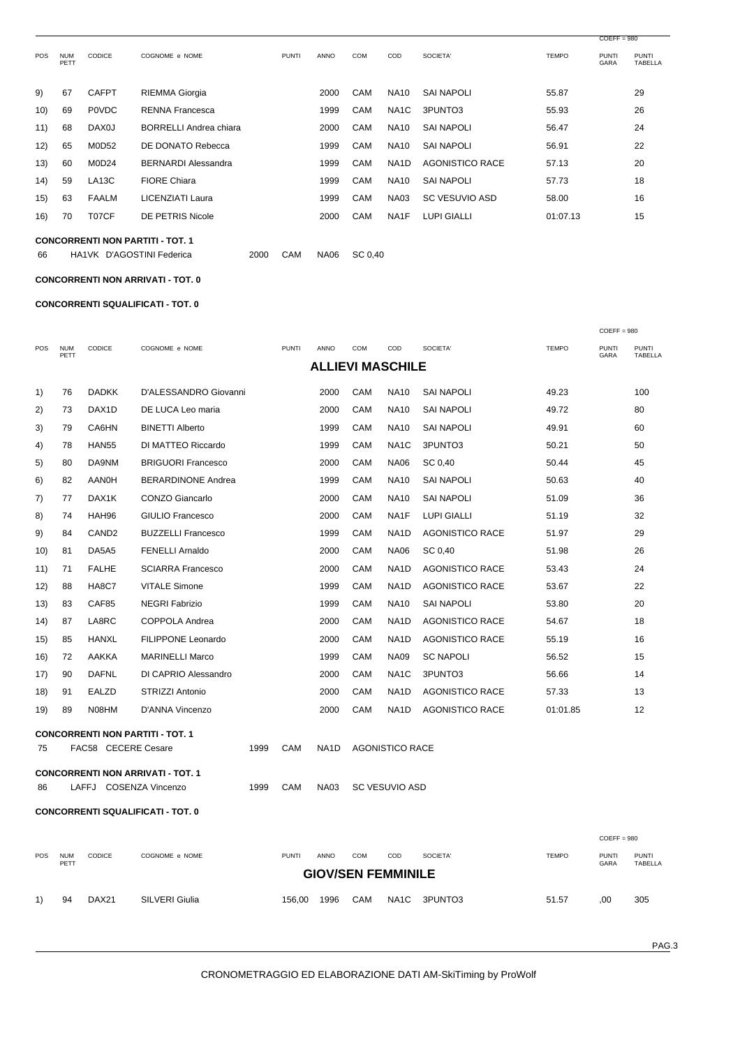COEFF = 980

| POS | NUM PETT | CODICE | COGNOME e NOME | PUNTI | ANNO | COM | COD | SOCIETA' | TEMPO | PUNTI GARA | PUNTI TABELLA |
|---|---|---|---|---|---|---|---|---|---|---|---|
| 9) | 67 | CAFPT | RIEMMA Giorgia | | 2000 | CAM | NA10 | SAI NAPOLI | 55.87 | | 29 |
| 10) | 69 | P0VDC | RENNA Francesca | | 1999 | CAM | NA1C | 3PUNTO3 | 55.93 | | 26 |
| 11) | 68 | DAX0J | BORRELLI Andrea chiara | | 2000 | CAM | NA10 | SAI NAPOLI | 56.47 | | 24 |
| 12) | 65 | M0D52 | DE DONATO Rebecca | | 1999 | CAM | NA10 | SAI NAPOLI | 56.91 | | 22 |
| 13) | 60 | M0D24 | BERNARDI Alessandra | | 1999 | CAM | NA1D | AGONISTICO RACE | 57.13 | | 20 |
| 14) | 59 | LA13C | FIORE Chiara | | 1999 | CAM | NA10 | SAI NAPOLI | 57.73 | | 18 |
| 15) | 63 | FAALM | LICENZIATI Laura | | 1999 | CAM | NA03 | SC VESUVIO ASD | 58.00 | | 16 |
| 16) | 70 | T07CF | DE PETRIS Nicole | | 2000 | CAM | NA1F | LUPI GIALLI | 01:07.13 | | 15 |

**CONCORRENTI NON PARTITI - TOT. 1**

66 HA1VK D'AGOSTINI Federica 2000 CAM NA06 SC 0,40

**CONCORRENTI NON ARRIVATI - TOT. 0**

**CONCORRENTI SQUALIFICATI - TOT. 0**

COEFF = 980

## ALLIEVI MASCHILE

| POS | NUM PETT | CODICE | COGNOME e NOME | PUNTI | ANNO | COM | COD | SOCIETA' | TEMPO | PUNTI GARA | PUNTI TABELLA |
|---|---|---|---|---|---|---|---|---|---|---|---|
| 1) | 76 | DADKK | D'ALESSANDRO Giovanni | | 2000 | CAM | NA10 | SAI NAPOLI | 49.23 | | 100 |
| 2) | 73 | DAX1D | DE LUCA Leo maria | | 2000 | CAM | NA10 | SAI NAPOLI | 49.72 | | 80 |
| 3) | 79 | CA6HN | BINETTI Alberto | | 1999 | CAM | NA10 | SAI NAPOLI | 49.91 | | 60 |
| 4) | 78 | HAN55 | DI MATTEO Riccardo | | 1999 | CAM | NA1C | 3PUNTO3 | 50.21 | | 50 |
| 5) | 80 | DA9NM | BRIGUORI Francesco | | 2000 | CAM | NA06 | SC 0,40 | 50.44 | | 45 |
| 6) | 82 | AAN0H | BERARDINONE Andrea | | 1999 | CAM | NA10 | SAI NAPOLI | 50.63 | | 40 |
| 7) | 77 | DAX1K | CONZO Giancarlo | | 2000 | CAM | NA10 | SAI NAPOLI | 51.09 | | 36 |
| 8) | 74 | HAH96 | GIULIO Francesco | | 2000 | CAM | NA1F | LUPI GIALLI | 51.19 | | 32 |
| 9) | 84 | CAND2 | BUZZELLI Francesco | | 1999 | CAM | NA1D | AGONISTICO RACE | 51.97 | | 29 |
| 10) | 81 | DA5A5 | FENELLI Arnaldo | | 2000 | CAM | NA06 | SC 0,40 | 51.98 | | 26 |
| 11) | 71 | FALHE | SCIARRA Francesco | | 2000 | CAM | NA1D | AGONISTICO RACE | 53.43 | | 24 |
| 12) | 88 | HA8C7 | VITALE Simone | | 1999 | CAM | NA1D | AGONISTICO RACE | 53.67 | | 22 |
| 13) | 83 | CAF85 | NEGRI Fabrizio | | 1999 | CAM | NA10 | SAI NAPOLI | 53.80 | | 20 |
| 14) | 87 | LA8RC | COPPOLA Andrea | | 2000 | CAM | NA1D | AGONISTICO RACE | 54.67 | | 18 |
| 15) | 85 | HANXL | FILIPPONE Leonardo | | 2000 | CAM | NA1D | AGONISTICO RACE | 55.19 | | 16 |
| 16) | 72 | AAKKA | MARINELLI Marco | | 1999 | CAM | NA09 | SC NAPOLI | 56.52 | | 15 |
| 17) | 90 | DAFNL | DI CAPRIO Alessandro | | 2000 | CAM | NA1C | 3PUNTO3 | 56.66 | | 14 |
| 18) | 91 | EALZD | STRIZZI Antonio | | 2000 | CAM | NA1D | AGONISTICO RACE | 57.33 | | 13 |
| 19) | 89 | N08HM | D'ANNA Vincenzo | | 2000 | CAM | NA1D | AGONISTICO RACE | 01:01.85 | | 12 |

**CONCORRENTI NON PARTITI - TOT. 1**

75 FAC58 CECERE Cesare 1999 CAM NA1D AGONISTICO RACE

**CONCORRENTI NON ARRIVATI - TOT. 1**

86 LAFFJ COSENZA Vincenzo 1999 CAM NA03 SC VESUVIO ASD

**CONCORRENTI SQUALIFICATI - TOT. 0**

COEFF = 980

## GIOV/SEN FEMMINILE

| POS | NUM PETT | CODICE | COGNOME e NOME | PUNTI | ANNO | COM | COD | SOCIETA' | TEMPO | PUNTI GARA | PUNTI TABELLA |
|---|---|---|---|---|---|---|---|---|---|---|---|
| 1) | 94 | DAX21 | SILVERI Giulia | 156,00 | 1996 | CAM | NA1C | 3PUNTO3 | 51.57 | ,00 | 305 |

CRONOMETRAGGIO ED ELABORAZIONE DATI AM-SkiTiming by ProWolf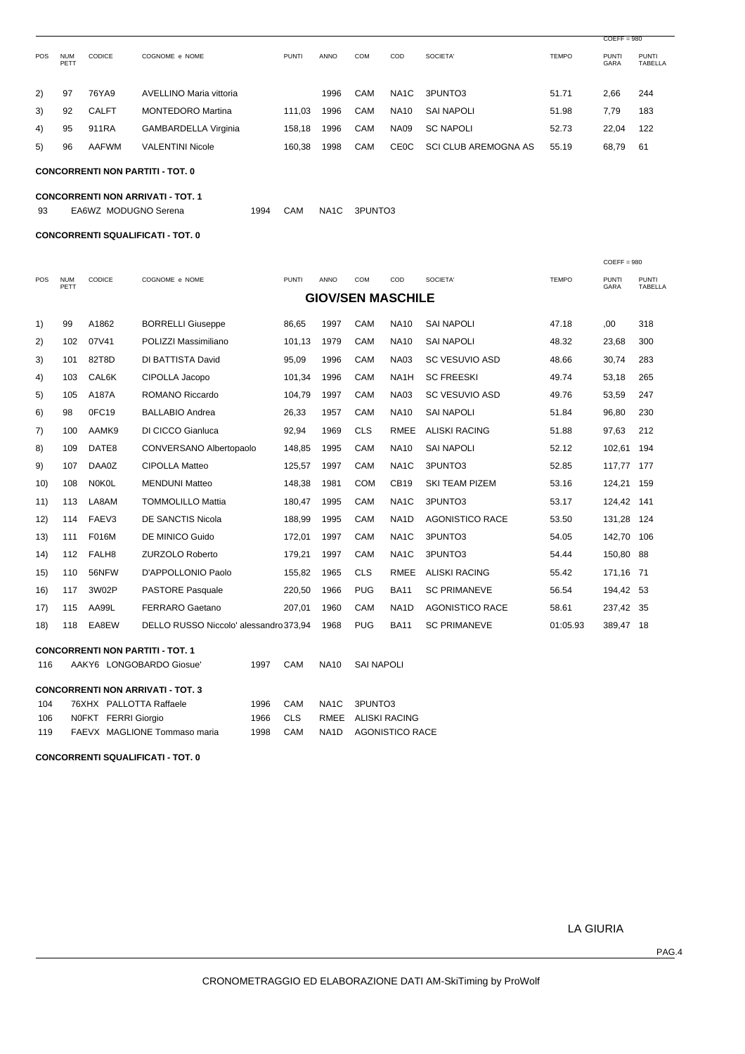COEFF = 980

| POS | NUM PETT | CODICE | COGNOME e NOME | PUNTI | ANNO | COM | COD | SOCIETA' | TEMPO | PUNTI GARA | PUNTI TABELLA |
|---|---|---|---|---|---|---|---|---|---|---|---|
| 2) | 97 | 76YA9 | AVELLINO Maria vittoria | | 1996 | CAM | NA1C | 3PUNTO3 | 51.71 | 2,66 | 244 |
| 3) | 92 | CALFT | MONTEDORO Martina | 111,03 | 1996 | CAM | NA10 | SAI NAPOLI | 51.98 | 7,79 | 183 |
| 4) | 95 | 911RA | GAMBARDELLA Virginia | 158,18 | 1996 | CAM | NA09 | SC NAPOLI | 52.73 | 22,04 | 122 |
| 5) | 96 | AAFWM | VALENTINI Nicole | 160,38 | 1998 | CAM | CE0C | SCI CLUB AREMOGNA AS | 55.19 | 68,79 | 61 |

**CONCORRENTI NON PARTITI - TOT. 0**

**CONCORRENTI NON ARRIVATI - TOT. 1**

| | | | | | | |
|---|---|---|---|---|---|---|
| 93 | EA6WZ | MODUGNO Serena | 1994 | CAM | NA1C | 3PUNTO3 |

**CONCORRENTI SQUALIFICATI - TOT. 0**

COEFF = 980

## GIOV/SEN MASCHILE

| POS | NUM PETT | CODICE | COGNOME e NOME | PUNTI | ANNO | COM | COD | SOCIETA' | TEMPO | PUNTI GARA | PUNTI TABELLA |
|---|---|---|---|---|---|---|---|---|---|---|---|
| 1) | 99 | A1862 | BORRELLI Giuseppe | 86,65 | 1997 | CAM | NA10 | SAI NAPOLI | 47.18 | ,00 | 318 |
| 2) | 102 | 07V41 | POLIZZI Massimiliano | 101,13 | 1979 | CAM | NA10 | SAI NAPOLI | 48.32 | 23,68 | 300 |
| 3) | 101 | 82T8D | DI BATTISTA David | 95,09 | 1996 | CAM | NA03 | SC VESUVIO ASD | 48.66 | 30,74 | 283 |
| 4) | 103 | CAL6K | CIPOLLA Jacopo | 101,34 | 1996 | CAM | NA1H | SC FREESKI | 49.74 | 53,18 | 265 |
| 5) | 105 | A187A | ROMANO Riccardo | 104,79 | 1997 | CAM | NA03 | SC VESUVIO ASD | 49.76 | 53,59 | 247 |
| 6) | 98 | 0FC19 | BALLABIO Andrea | 26,33 | 1957 | CAM | NA10 | SAI NAPOLI | 51.84 | 96,80 | 230 |
| 7) | 100 | AAMK9 | DI CICCO Gianluca | 92,94 | 1969 | CLS | RMEE | ALISKI RACING | 51.88 | 97,63 | 212 |
| 8) | 109 | DATE8 | CONVERSANO Albertopaolo | 148,85 | 1995 | CAM | NA10 | SAI NAPOLI | 52.12 | 102,61 | 194 |
| 9) | 107 | DAA0Z | CIPOLLA Matteo | 125,57 | 1997 | CAM | NA1C | 3PUNTO3 | 52.85 | 117,77 | 177 |
| 10) | 108 | N0K0L | MENDUNI Matteo | 148,38 | 1981 | COM | CB19 | SKI TEAM PIZEM | 53.16 | 124,21 | 159 |
| 11) | 113 | LA8AM | TOMMOLILLO Mattia | 180,47 | 1995 | CAM | NA1C | 3PUNTO3 | 53.17 | 124,42 | 141 |
| 12) | 114 | FAEV3 | DE SANCTIS Nicola | 188,99 | 1995 | CAM | NA1D | AGONISTICO RACE | 53.50 | 131,28 | 124 |
| 13) | 111 | F016M | DE MINICO Guido | 172,01 | 1997 | CAM | NA1C | 3PUNTO3 | 54.05 | 142,70 | 106 |
| 14) | 112 | FALH8 | ZURZOLO Roberto | 179,21 | 1997 | CAM | NA1C | 3PUNTO3 | 54.44 | 150,80 | 88 |
| 15) | 110 | 56NFW | D'APPOLLONIO Paolo | 155,82 | 1965 | CLS | RMEE | ALISKI RACING | 55.42 | 171,16 | 71 |
| 16) | 117 | 3W02P | PASTORE Pasquale | 220,50 | 1966 | PUG | BA11 | SC PRIMANEVE | 56.54 | 194,42 | 53 |
| 17) | 115 | AA99L | FERRARO Gaetano | 207,01 | 1960 | CAM | NA1D | AGONISTICO RACE | 58.61 | 237,42 | 35 |
| 18) | 118 | EA8EW | DELLO RUSSO Niccolo' alessandro | 373,94 | 1968 | PUG | BA11 | SC PRIMANEVE | 01:05.93 | 389,47 | 18 |

**CONCORRENTI NON PARTITI - TOT. 1**

| | | | | | | |
|---|---|---|---|---|---|---|
| 116 | AAKY6 | LONGOBARDO Giosue' | 1997 | CAM | NA10 | SAI NAPOLI |

**CONCORRENTI NON ARRIVATI - TOT. 3**

| | | | | | | |
|---|---|---|---|---|---|---|
| 104 | 76XHX | PALLOTTA Raffaele | 1996 | CAM | NA1C | 3PUNTO3 |
| 106 | N0FKT | FERRI Giorgio | 1966 | CLS | RMEE | ALISKI RACING |
| 119 | FAEVX | MAGLIONE Tommaso maria | 1998 | CAM | NA1D | AGONISTICO RACE |

**CONCORRENTI SQUALIFICATI - TOT. 0**

LA GIURIA

CRONOMETRAGGIO ED ELABORAZIONE DATI AM-SkiTiming by ProWolf